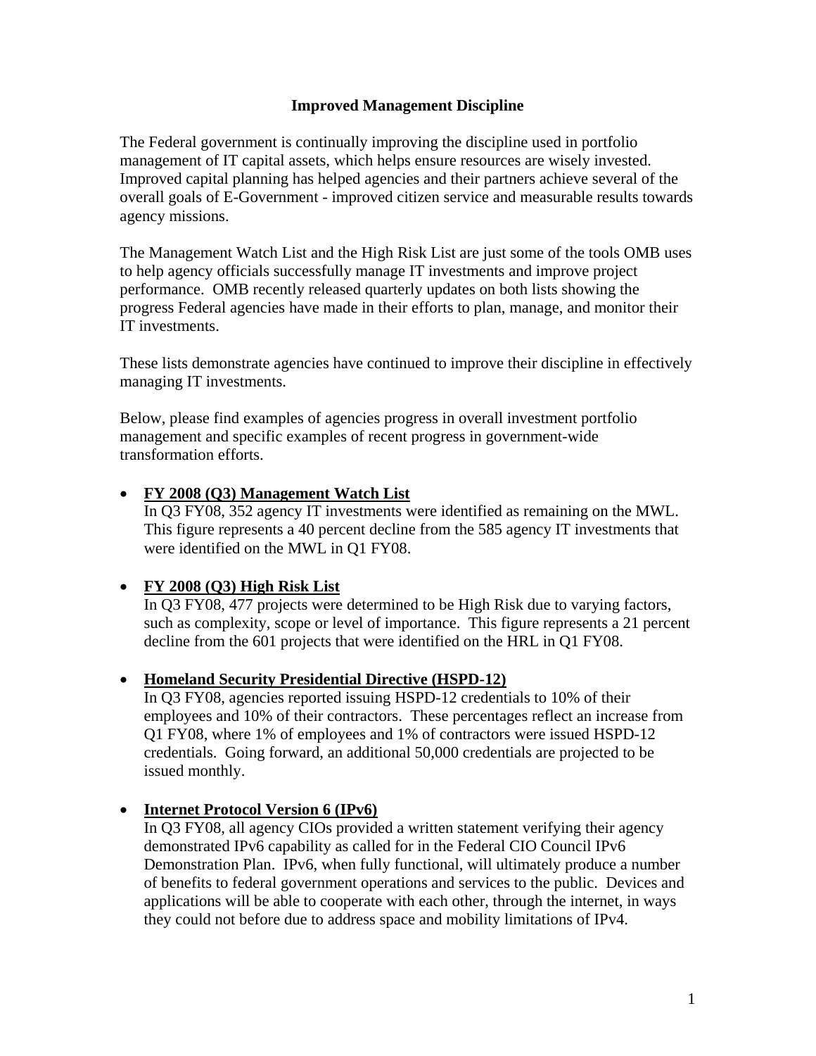# Improved Management Discipline

The Federal government is continually improving the discipline used in portfolio management of IT capital assets, which helps ensure resources are wisely invested. Improved capital planning has helped agencies and their partners achieve several of the overall goals of E-Government - improved citizen service and measurable results towards agency missions.

The Management Watch List and the High Risk List are just some of the tools OMB uses to help agency officials successfully manage IT investments and improve project performance. OMB recently released quarterly updates on both lists showing the progress Federal agencies have made in their efforts to plan, manage, and monitor their IT investments.

These lists demonstrate agencies have continued to improve their discipline in effectively managing IT investments.

Below, please find examples of agencies progress in overall investment portfolio management and specific examples of recent progress in government-wide transformation efforts.

- **FY 2008 (Q3) Management Watch List**
  In Q3 FY08, 352 agency IT investments were identified as remaining on the MWL. This figure represents a 40 percent decline from the 585 agency IT investments that were identified on the MWL in Q1 FY08.

- **FY 2008 (Q3) High Risk List**
  In Q3 FY08, 477 projects were determined to be High Risk due to varying factors, such as complexity, scope or level of importance. This figure represents a 21 percent decline from the 601 projects that were identified on the HRL in Q1 FY08.

- **Homeland Security Presidential Directive (HSPD-12)**
  In Q3 FY08, agencies reported issuing HSPD-12 credentials to 10% of their employees and 10% of their contractors. These percentages reflect an increase from Q1 FY08, where 1% of employees and 1% of contractors were issued HSPD-12 credentials. Going forward, an additional 50,000 credentials are projected to be issued monthly.

- **Internet Protocol Version 6 (IPv6)**
  In Q3 FY08, all agency CIOs provided a written statement verifying their agency demonstrated IPv6 capability as called for in the Federal CIO Council IPv6 Demonstration Plan. IPv6, when fully functional, will ultimately produce a number of benefits to federal government operations and services to the public. Devices and applications will be able to cooperate with each other, through the internet, in ways they could not before due to address space and mobility limitations of IPv4.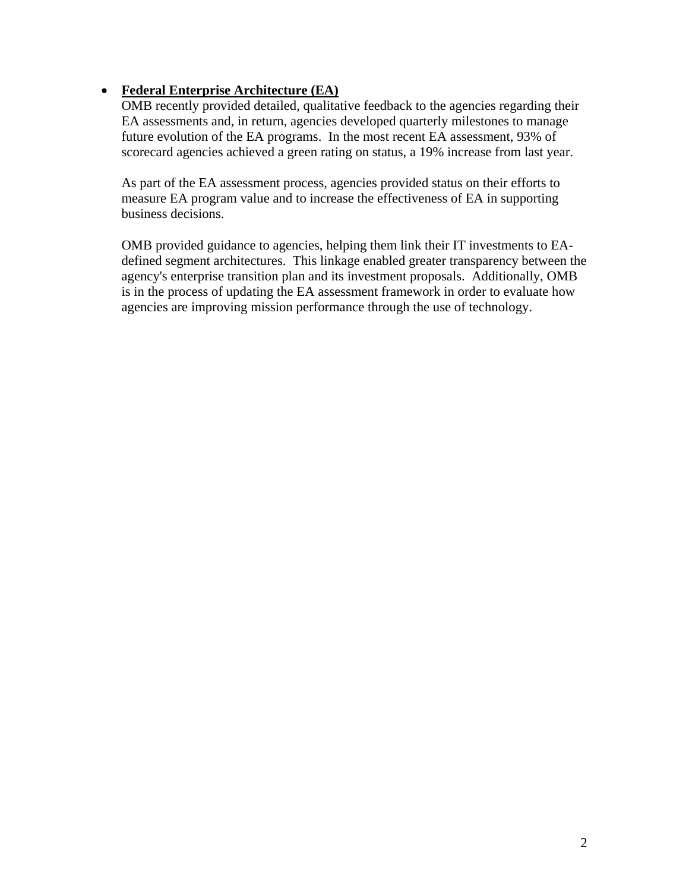- **Federal Enterprise Architecture (EA)**

  OMB recently provided detailed, qualitative feedback to the agencies regarding their EA assessments and, in return, agencies developed quarterly milestones to manage future evolution of the EA programs. In the most recent EA assessment, 93% of scorecard agencies achieved a green rating on status, a 19% increase from last year.

  As part of the EA assessment process, agencies provided status on their efforts to measure EA program value and to increase the effectiveness of EA in supporting business decisions.

  OMB provided guidance to agencies, helping them link their IT investments to EA-defined segment architectures. This linkage enabled greater transparency between the agency's enterprise transition plan and its investment proposals. Additionally, OMB is in the process of updating the EA assessment framework in order to evaluate how agencies are improving mission performance through the use of technology.